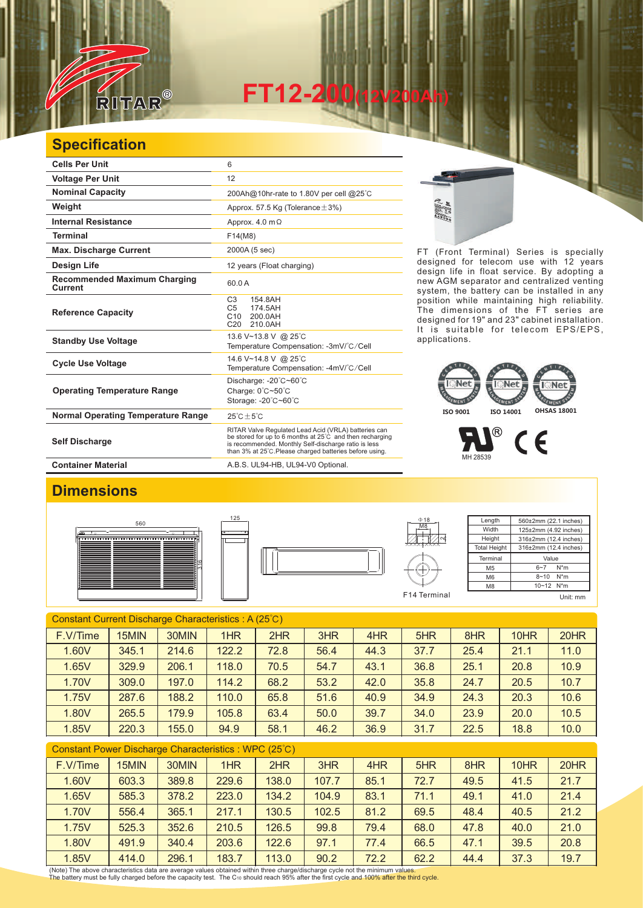# RITAR®

# FT12-200(12V200Ah)

## Specification

| | |
|---|---|
| **Cells Per Unit** | 6 |
| **Voltage Per Unit** | 12 |
| **Nominal Capacity** | 200Ah@10hr-rate to 1.80V per cell @25°C |
| **Weight** | Approx. 57.5 Kg (Tolerance±3%) |
| **Internal Resistance** | Approx. 4.0 mΩ |
| **Terminal** | F14(M8) |
| **Max. Discharge Current** | 2000A (5 sec) |
| **Design Life** | 12 years (Float charging) |
| **Recommended Maximum Charging Current** | 60.0 A |
| **Reference Capacity** | C3 154.8AH<br>C5 174.5AH<br>C10 200.0AH<br>C20 210.0AH |
| **Standby Use Voltage** | 13.6 V~13.8 V @ 25°C<br>Temperature Compensation: -3mV/°C/Cell |
| **Cycle Use Voltage** | 14.6 V~14.8 V @ 25°C<br>Temperature Compensation: -4mV/°C/Cell |
| **Operating Temperature Range** | Discharge: -20°C~60°C<br>Charge: 0°C~50°C<br>Storage: -20°C~60°C |
| **Normal Operating Temperature Range** | 25°C±5°C |
| **Self Discharge** | RITAR Valve Regulated Lead Acid (VRLA) batteries can be stored for up to 6 months at 25°C and then recharging is recommended. Monthly Self-discharge ratio is less than 3% at 25°C.Please charged batteries before using. |
| **Container Material** | A.B.S. UL94-HB, UL94-V0 Optional. |

FT (Front Terminal) Series is specially designed for telecom use with 12 years design life in float service. By adopting a new AGM separator and centralized venting system, the battery can be installed in any position while maintaining high reliability. The dimensions of the FT series are designed for 19" and 23" cabinet installation. It is suitable for telecom EPS/EPS, applications.

ISO 9001 ISO 14001 OHSAS 18001

MH 28539

## Dimensions

560 125 316

Φ18 M8

F14 Terminal

| Length | 560±2mm (22.1 inches) |
|---|---|
| Width | 125±2mm (4.92 inches) |
| Height | 316±2mm (12.4 inches) |
| Total Height | 316±2mm (12.4 inches) |

| Terminal | Value |
|---|---|
| M5 | 6~7 N*m |
| M6 | 8~10 N*m |
| M8 | 10~12 N*m |

Unit: mm

### Constant Current Discharge Characteristics : A (25°C)

| F.V/Time | 15MIN | 30MIN | 1HR | 2HR | 3HR | 4HR | 5HR | 8HR | 10HR | 20HR |
|---|---|---|---|---|---|---|---|---|---|---|
| 1.60V | 345.1 | 214.6 | 122.2 | 72.8 | 56.4 | 44.3 | 37.7 | 25.4 | 21.1 | 11.0 |
| 1.65V | 329.9 | 206.1 | 118.0 | 70.5 | 54.7 | 43.1 | 36.8 | 25.1 | 20.8 | 10.9 |
| 1.70V | 309.0 | 197.0 | 114.2 | 68.2 | 53.2 | 42.0 | 35.8 | 24.7 | 20.5 | 10.7 |
| 1.75V | 287.6 | 188.2 | 110.0 | 65.8 | 51.6 | 40.9 | 34.9 | 24.3 | 20.3 | 10.6 |
| 1.80V | 265.5 | 179.9 | 105.8 | 63.4 | 50.0 | 39.7 | 34.0 | 23.9 | 20.0 | 10.5 |
| 1.85V | 220.3 | 155.0 | 94.9 | 58.1 | 46.2 | 36.9 | 31.7 | 22.5 | 18.8 | 10.0 |

### Constant Power Discharge Characteristics : WPC (25°C)

| F.V/Time | 15MIN | 30MIN | 1HR | 2HR | 3HR | 4HR | 5HR | 8HR | 10HR | 20HR |
|---|---|---|---|---|---|---|---|---|---|---|
| 1.60V | 603.3 | 389.8 | 229.6 | 138.0 | 107.7 | 85.1 | 72.7 | 49.5 | 41.5 | 21.7 |
| 1.65V | 585.3 | 378.2 | 223.0 | 134.2 | 104.9 | 83.1 | 71.1 | 49.1 | 41.0 | 21.4 |
| 1.70V | 556.4 | 365.1 | 217.1 | 130.5 | 102.5 | 81.2 | 69.5 | 48.4 | 40.5 | 21.2 |
| 1.75V | 525.3 | 352.6 | 210.5 | 126.5 | 99.8 | 79.4 | 68.0 | 47.8 | 40.0 | 21.0 |
| 1.80V | 491.9 | 340.4 | 203.6 | 122.6 | 97.1 | 77.4 | 66.5 | 47.1 | 39.5 | 20.8 |
| 1.85V | 414.0 | 296.1 | 183.7 | 113.0 | 90.2 | 72.2 | 62.2 | 44.4 | 37.3 | 19.7 |

(Note) The above characteristics data are average values obtained within three charge/discharge cycle not the minimum values.
The battery must be fully charged before the capacity test. The $C_{10}$ should reach 95% after the first cycle and 100% after the third cycle.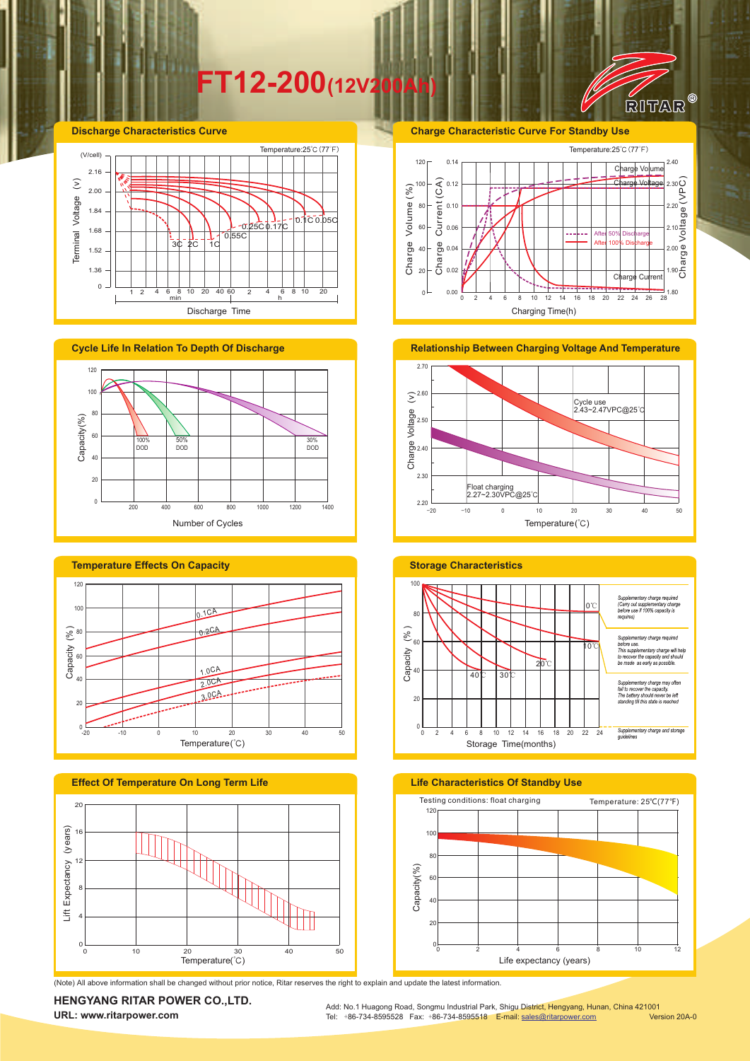# FT12-200(12V200Ah)

RITAR®

## Discharge Characteristics Curve

Temperature:25°C (77°F)

(V/cell)

Terminal Voltage (v)

2.16
2.00
1.84
1.68
1.52
1.36
0

3C 2C 1C 0.55C 0.25C 0.17C 0.1C 0.05C

1 2 4 6 8 10 20 40 60 2 4 6 8 10 20

min h

Discharge Time

## Charge Characteristic Curve For Standby Use

Temperature:25°C (77°F)

Charge Volume (%)
Charge Current (CA)
Charge Voltage (VPC)

120 100 80 60 40 20 0

0.14 0.12 0.10 0.06 0.04 0.02 0.00

2.40 2.30 2.20 2.10 2.00 1.90 1.80

Charge Volume
Charge Voltage
After 50% Discharge
After 100% Discharge
Charge Current

0 2 4 6 8 10 12 14 16 18 20 22 24 26 28

Charging Time(h)

## Cycle Life In Relation To Depth Of Discharge

Capacity(%)

120 100 80 60 40 20 0

100% DOD
50% DOD
30% DOD

200 400 600 800 1000 1200 1400

Number of Cycles

## Relationship Between Charging Voltage And Temperature

Charge Voltage (v)

2.70 2.60 2.50 2.40 2.30 2.20

Cycle use
2.43~2.47VPC@25°C

Float charging
2.27~2.30VPC@25°C

−20 −10 0 10 20 30 40 50

Temperature(°C)

## Temperature Effects On Capacity

Capacity (%)

120 100 80 60 40 20 0

0.1CA
0.2CA
1.0CA
2.0CA
3.0CA

-20 -10 0 10 20 30 40 50

Temperature(°C)

## Storage Characteristics

Capacity (%)

100 80 60 40 20 0

0°C
10°C
20°C
30°C
40°C

0 2 4 6 8 10 12 14 16 18 20 22 24

Storage Time(months)

*Supplementary charge required (Carry out supplementary charge before use if 100% capacity is requires)*

*Supplementary charge required before use. This supplementary charge will help to recover the capacity and should be made as early as possible.*

*Supplementary charge may often fail to recover the capacity. The battery should never be left standing till this state is reached*

*Supplementary charge and storage guidelines*

## Effect Of Temperature On Long Term Life

Lift Expectancy (years)

20 16 12 8 4 0

0 10 20 30 40 50

Temperature(°C)

## Life Characteristics Of Standby Use

Testing conditions: float charging

Temperature: 25°C(77°F)

Capacity(%)

120 100 80 60 40 20 0

0 2 4 6 8 10 12

Life expectancy (years)

(Note) All above information shall be changed without prior notice, Ritar reserves the right to explain and update the latest information.

**HENGYANG RITAR POWER CO.,LTD.**

**URL: www.ritarpower.com**

Add: No.1 Huagong Road, Songmu Industrial Park, Shigu District, Hengyang, Hunan, China 421001

Tel: +86-734-8595528 Fax: +86-734-8595518 E-mail: sales@ritarpower.com

Version 20A-0